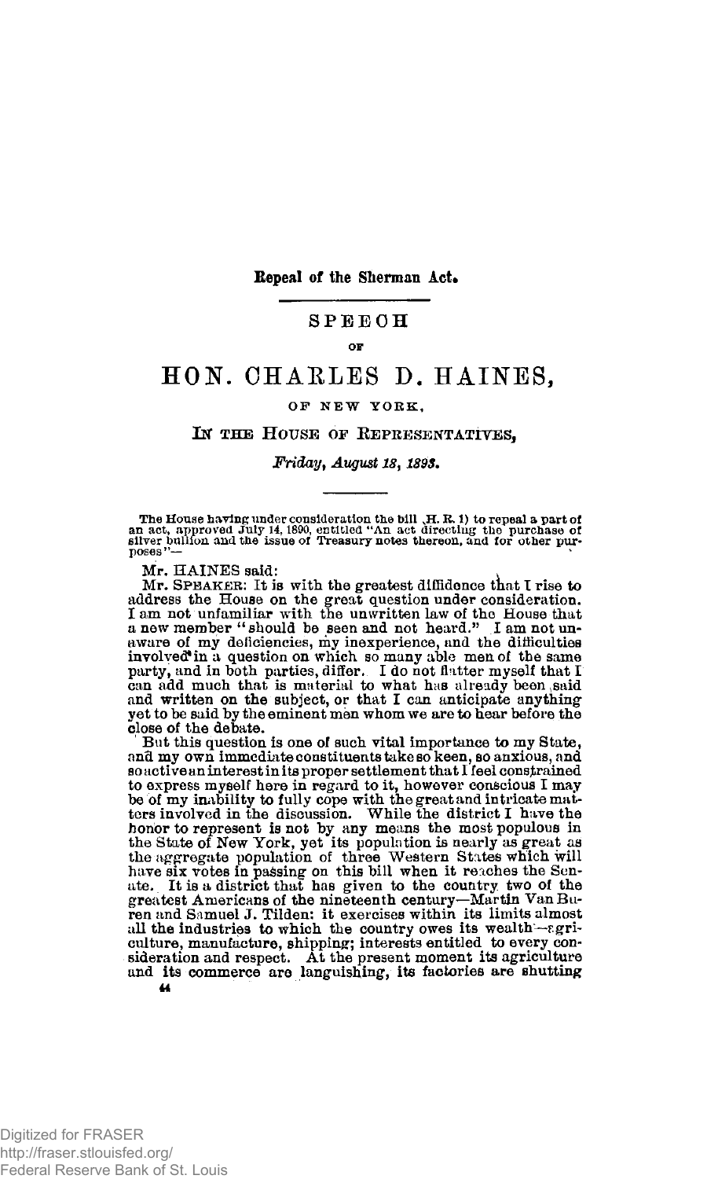**Repeal of the Sherman Act.**

# SPEECH

OF

# HON. CHARLES D. HAINES,

OF NEW YORK,

IN THE HOUSE OF REPRESENTATIVES,

*Friday, August 18, 1893.*

The House having under consideration the bill (H. R. 1) to repeal a part of an act, approved July 14, 1890, entitled "An act directing the purchase of silver bullion and the issue of Treasury notes thereon, and for other purposes"—

Mr. HAINES said:

Mr. SPEAKER: It is with the greatest diffidence that I rise to address the House on the great question under consideration. I am not unfamiliar with the unwritten law of the House that a new member "should be seen and not heard." I am not unaware of my deficiencies, my inexperience, and the difficulties involved in a question on which so many able men of the same party, and in both parties, differ. I do not flatter myself that I can add much that is material to what has already been said and written on the subject, or that I can anticipate anything yet to be said by the eminent men whom we are to hear before the close of the debate.

But this question is one of such vital importance to my State, and my own immediate constituents take so keen, so anxious, and so active an interest in its proper settlement that I feel constrained to express myself here in regard to it, however conscious I may be of my inability to fully cope with the great and intricate matters involved in the discussion. While the district I have the honor to represent is not by any means the most populous in the State of New York, yet its population is nearly as great as the aggregate population of three Western States which will have six votes in passing on this bill when it reaches the Senate. It is a district that has given to the country two of the greatest Americans of the nineteenth century—Martin Van Buren and Samuel J. Tilden: it exercises within its limits almost all the industries to which the country owes its wealth—agriculture, manufacture, shipping; interests entitled to every consideration and respect. At the present moment its agriculture and its commerce are languishing, its factories are shutting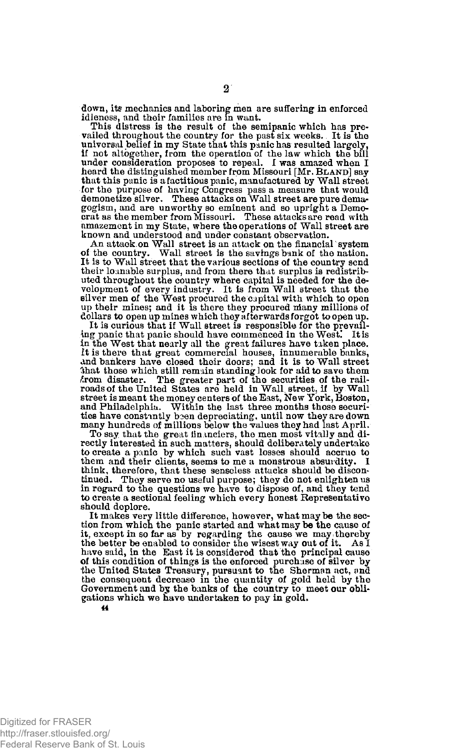down, its mechanics and laboring men are suffering in enforced idleness, and their families are in want.

This distress is the result of the semipanic which has prevailed throughout the country for the past six weeks. It is the universal belief in my State that this panic has resulted largely, if not altogether, from the operation of the law which the bill under consideration proposes to repeal. I was amazed when I heard the distinguished member from Missouri [Mr. BLAND] say that this panic is a factitious panic, manufactured by Wall street for the purpose of having Congress pass a measure that would demonetize silver. These attacks on Wall street are pure demagogism, and are unworthy so eminent and so upright a Democrat as the member from Missouri. These attacks are read with amazement in my State, where the operations of Wall street are known and understood and under constant observation.

An attack on Wall street is an attack on the financial system of the country. Wall street is the savings bank of the nation. It is to Wall street that the various sections of the country send their loanable surplus, and from there that surplus is redistributed throughout the country where capital is needed for the development of every industry. It is from Wall street that the silver men of the West procured the capital with which to open up their mines; and it is there they procured many millions of dollars to open up mines which they afterwards forgot to open up.

It is curious that if Wall street is responsible for the prevailing panic that panic should have commenced in the West. It is in the West that nearly all the great failures have taken place. It is there that great commercial houses, innumerable banks, and bankers have closed their doors; and it is to Wall street that those which still remain standing look for aid to save them from disaster. The greater part of the securities of the railroads of the United States are held in Wall street, if by Wall street is meant the money centers of the East, New York, Boston, and Philadelphia. Within the last three months those securities have constantly been depreciating, until now they are down many hundreds of millions below the values they had last April.

To say that the great financiers, the men most vitally and directly interested in such matters, should deliberately undertake to create a panic by which such vast losses should accrue to them and their clients, seems to me a monstrous absurdity. I think, therefore, that these senseless attacks should be discontinued. They serve no useful purpose; they do not enlighten us in regard to the questions we have to dispose of, and they tend to create a sectional feeling which every honest Representative should deplore.

It makes very little difference, however, what may be the section from which the panic started and what may be the cause of it, except in so far as by regarding the cause we may thereby the better be enabled to consider the wisest way out of it. As I have said, in the East it is considered that the principal cause of this condition of things is the enforced purchase of silver by the United States Treasury, pursuant to the Sherman act, and the consequent decrease in the quantity of gold held by the Government and by the banks of the country to meet our obligations which we have undertaken to pay in gold.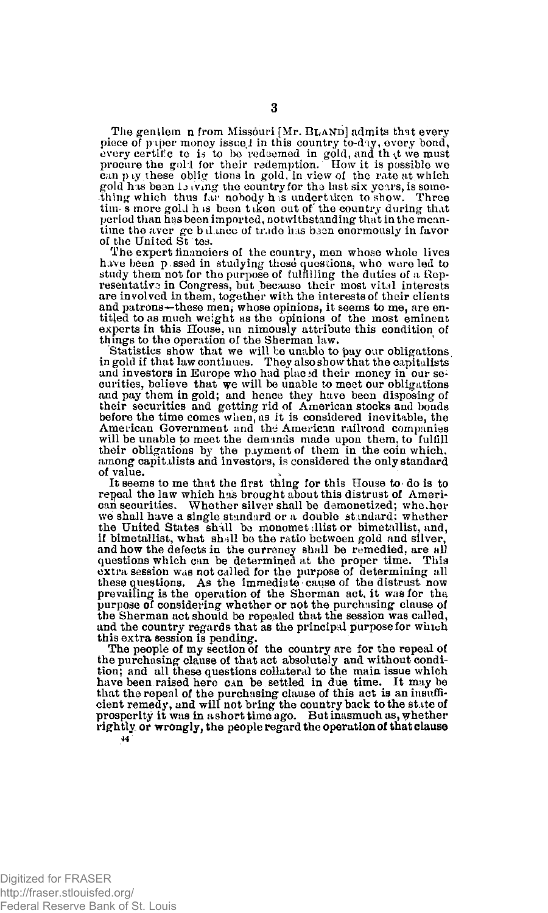The gentleman from Missouri [Mr. BLAND] admits that every piece of paper money issued in this country to-day, every bond, every certificate is to be redeemed in gold, and that we must procure the gold for their redemption. How it is possible we can pay these obligations in gold, in view of the rate at which gold has been leaving the country for the last six years, is something which thus far nobody has undertaken to show. Three times more gold has been taken out of the country during that period than has been imported, notwithstanding that in the meantime the average balance of trade has been enormously in favor of the United States.

The expert financiers of the country, men whose whole lives have been passed in studying these questions, who were led to study them not for the purpose of fulfilling the duties of a Representative in Congress, but because their most vital interests are involved in them, together with the interests of their clients and patrons—these men, whose opinions, it seems to me, are entitled to as much weight as the opinions of the most eminent experts in this House, unanimously attribute this condition of things to the operation of the Sherman law.

Statistics show that we will be unable to pay our obligations in gold if that law continues. They also show that the capitalists and investors in Europe who had placed their money in our securities, believe that we will be unable to meet our obligations and pay them in gold; and hence they have been disposing of their securities and getting rid of American stocks and bonds before the time comes when, as it is considered inevitable, the American Government and the American railroad companies will be unable to meet the demands made upon them, to fulfill their obligations by the payment of them in the coin which, among capitalists and investors, is considered the only standard of value.

It seems to me that the first thing for this House to do is to repeal the law which has brought about this distrust of American securities. Whether silver shall be demonetized; whether we shall have a single standard or a double standard; whether the United States shall be monometallist or bimetallist, and, if bimetallist, what shall be the ratio between gold and silver, and how the defects in the currency shall be remedied, are all questions which can be determined at the proper time. This extra session was not called for the purpose of determining all these questions. As the immediate cause of the distrust now prevailing is the operation of the Sherman act, it was for the purpose of considering whether or not the purchasing clause of the Sherman act should be repealed that the session was called, and the country regards that as the principal purpose for which this extra session is pending.

The people of my section of the country are for the repeal of the purchasing clause of that act absolutely and without condition; and all these questions collateral to the main issue which have been raised here can be settled in due time. It may be that the repeal of the purchasing clause of this act is an insufficient remedy, and will not bring the country back to the state of prosperity it was in a short time ago. But inasmuch as, whether rightly or wrongly, the people regard the operation of that clause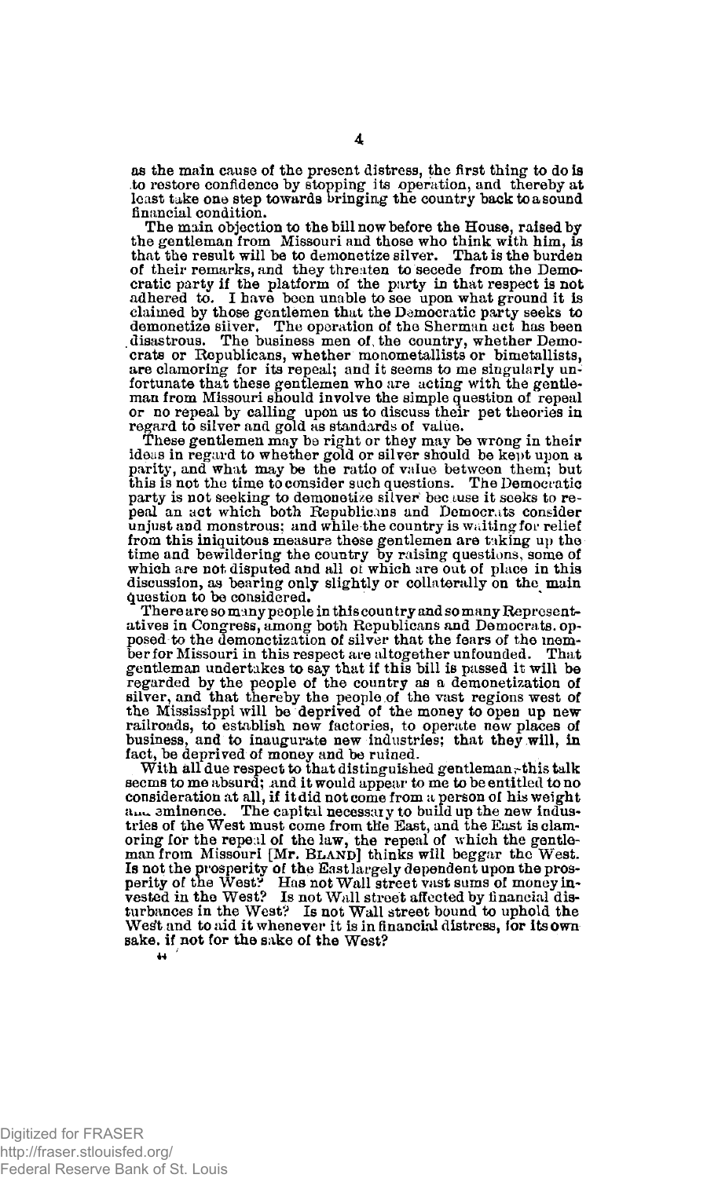as the main cause of the present distress, the first thing to do is to restore confidence by stopping its operation, and thereby at least take one step towards bringing the country back to a sound financial condition.

The main objection to the bill now before the House, raised by the gentleman from Missouri and those who think with him, is that the result will be to demonetize silver. That is the burden of their remarks, and they threaten to secede from the Democratic party if the platform of the party in that respect is not adhered to. I have been unable to see upon what ground it is claimed by those gentlemen that the Democratic party seeks to demonetize silver. The operation of the Sherman act has been disastrous. The business men of the country, whether Democrats or Republicans, whether monometallists or bimetallists, are clamoring for its repeal; and it seems to me singularly unfortunate that these gentlemen who are acting with the gentleman from Missouri should involve the simple question of repeal or no repeal by calling upon us to discuss their pet theories in regard to silver and gold as standards of value.

These gentlemen may be right or they may be wrong in their ideas in regard to whether gold or silver should be kept upon a parity, and what may be the ratio of value between them; but this is not the time to consider such questions. The Democratic party is not seeking to demonetize silver because it seeks to repeal an act which both Republicans and Democrats consider unjust and monstrous; and while the country is waiting for relief from this iniquitous measure these gentlemen are taking up the time and bewildering the country by raising questions, some of which are not disputed and all of which are out of place in this discussion, as bearing only slightly or collaterally on the main question to be considered.

There are so many people in this country and so many Representatives in Congress, among both Republicans and Democrats, opposed to the demonetization of silver that the fears of the member for Missouri in this respect are altogether unfounded. That gentleman undertakes to say that if this bill is passed it will be regarded by the people of the country as a demonetization of silver, and that thereby the people of the vast regions west of the Mississippi will be deprived of the money to open up new railroads, to establish new factories, to operate new places of business, and to inaugurate new industries; that they will, in fact, be deprived of money and be ruined.

With all due respect to that distinguished gentleman, this talk seems to me absurd; and it would appear to me to be entitled to no consideration at all, if it did not come from a person of his weight and eminence. The capital necessary to build up the new industries of the West must come from the East, and the East is clamoring for the repeal of the law, the repeal of which the gentleman from Missouri [Mr. BLAND] thinks will beggar the West. Is not the prosperity of the East largely dependent upon the prosperity of the West? Has not Wall street vast sums of money invested in the West? Is not Wall street affected by financial disturbances in the West? Is not Wall street bound to uphold the West and to aid it whenever it is in financial distress, for its own sake, if not for the sake of the West?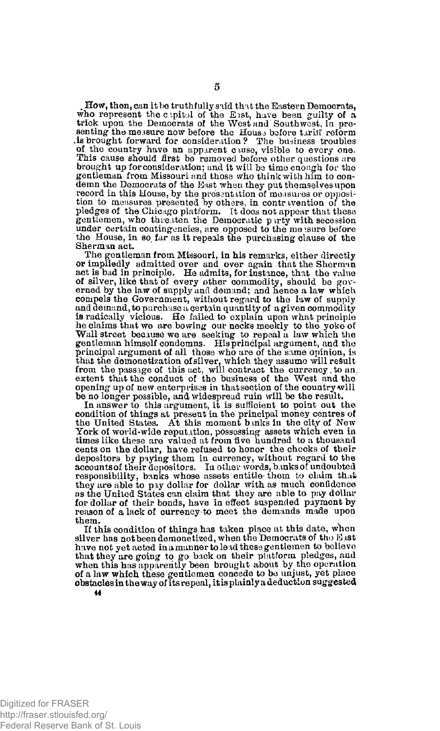How, then, can it be truthfully said that the Eastern Democrats, who represent the capital of the East, have been guilty of a trick upon the Democrats of the West and Southwest, in presenting the measure now before the House before tariff reform is brought forward for consideration? The business troubles of the country have an apparent cause, visible to every one. This cause should first be removed before other questions are brought up for consideration; and it will be time enough for the gentleman from Missouri and those who think with him to condemn the Democrats of the East when they put themselves upon record in this House, by the presentation of measures or opposition to measures presented by others, in contravention of the pledges of the Chicago platform. It does not appear that these gentlemen, who threaten the Democratic party with secession under certain contingencies, are opposed to the measure before the House, in so far as it repeals the purchasing clause of the Sherman act.

The gentleman from Missouri, in his remarks, either directly or impliedly admitted over and over again that the Sherman act is bad in principle. He admits, for instance, that the value of silver, like that of every other commodity, should be governed by the law of supply and demand; and hence a law which compels the Government, without regard to the law of supply and demand, to purchase a certain quantity of a given commodity is radically vicious. He failed to explain upon what principle he claims that we are bowing our necks meekly to the yoke of Wall street because we are seeking to repeal a law which the gentleman himself condemns. His principal argument, and the principal argument of all those who are of the same opinion, is that the demonetization of silver, which they assume will result from the passage of this act, will contract the currency to an extent that the conduct of the business of the West and the opening up of new enterprises in that section of the country will be no longer possible, and widespread ruin will be the result.

In answer to this argument, it is sufficient to point out the condition of things at present in the principal money centres of the United States. At this moment banks in the city of New York of world-wide reputation, possessing assets which even in times like these are valued at from five hundred to a thousand cents on the dollar, have refused to honor the checks of their depositors by paying them in currency, without regard to the accounts of their depositors. In other words, banks of undoubted responsibility, banks whose assets entitle them to claim that they are able to pay dollar for dollar with as much confidence as the United States can claim that they are able to pay dollar for dollar of their bonds, have in effect suspended payment by reason of a lack of currency to meet the demands made upon them.

If this condition of things has taken place at this date, when silver has not been demonetized, when the Democrats of the East have not yet acted in a manner to lead these gentlemen to believe that they are going to go back on their platform pledges, and when this has apparently been brought about by the operation of a law which these gentlemen concede to be unjust, yet place obstacles in the way of its repeal, it is plainly a deduction suggested

44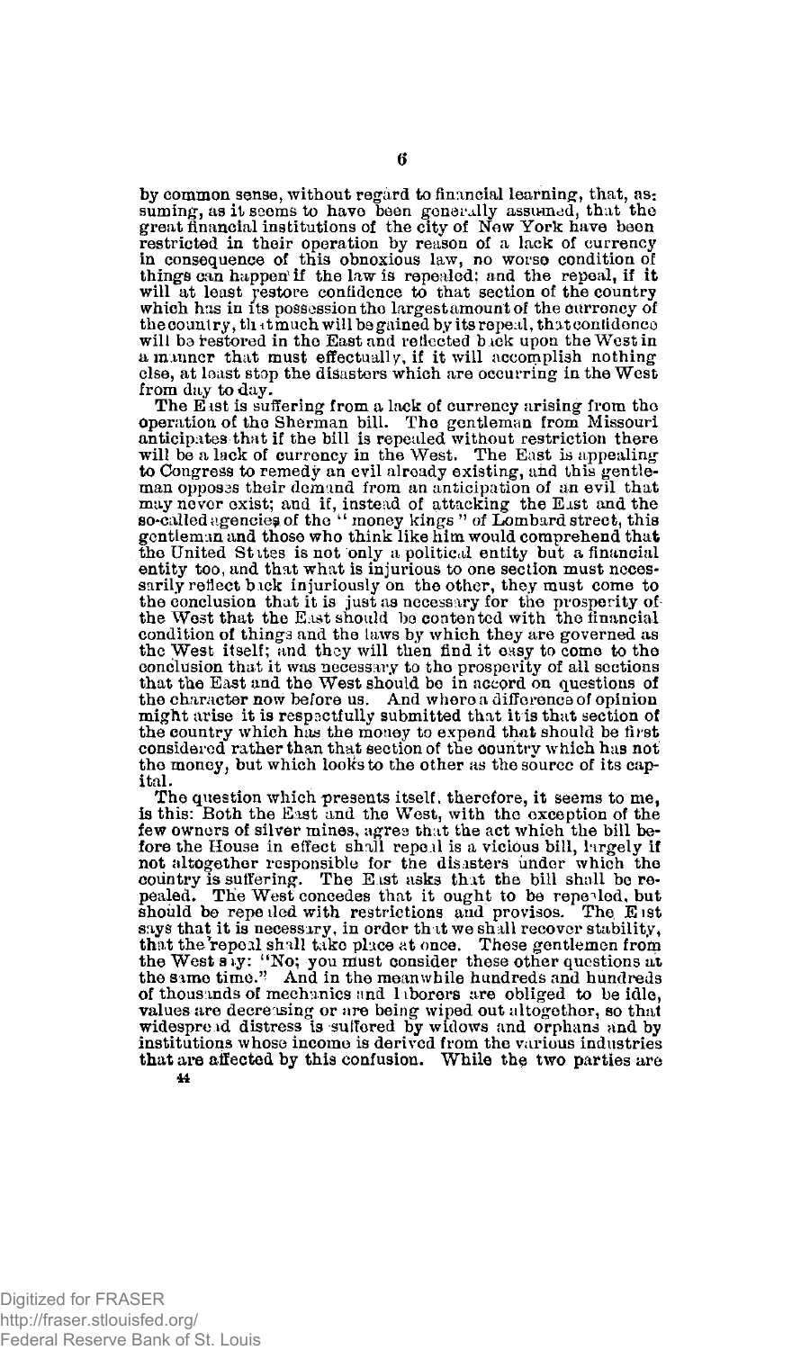by common sense, without regard to financial learning, that, assuming, as it seems to have been generally assumed, that the great financial institutions of the city of New York have been restricted in their operation by reason of a lack of currency in consequence of this obnoxious law, no worse condition of things can happen if the law is repealed; and the repeal, if it will at least restore confidence to that section of the country which has in its possession the largest amount of the currency of the country, that much will be gained by its repeal, that confidence will be restored in the East and reflected back upon the West in a manner that must effectually, if it will accomplish nothing else, at least stop the disasters which are occurring in the West from day to day.

The East is suffering from a lack of currency arising from the operation of the Sherman bill. The gentleman from Missouri anticipates that if the bill is repealed without restriction there will be a lack of currency in the West. The East is appealing to Congress to remedy an evil already existing, and this gentleman opposes their demand from an anticipation of an evil that may never exist; and if, instead of attacking the East and the so-called agencies of the "money kings" of Lombard street, this gentleman and those who think like him would comprehend that the United States is not only a political entity but a financial entity too, and that what is injurious to one section must necessarily reflect back injuriously on the other, they must come to the conclusion that it is just as necessary for the prosperity of the West that the East should be contented with the financial condition of things and the laws by which they are governed as the West itself; and they will then find it easy to come to the conclusion that it was necessary to the prosperity of all sections that the East and the West should be in accord on questions of the character now before us. And where a difference of opinion might arise it is respectfully submitted that it is that section of the country which has the money to expend that should be first considered rather than that section of the country which has not the money, but which looks to the other as the source of its capital.

The question which presents itself, therefore, it seems to me, is this: Both the East and the West, with the exception of the few owners of silver mines, agree that the act which the bill before the House in effect shall repeal is a vicious bill, largely if not altogether responsible for the disasters under which the country is suffering. The East asks that the bill shall be repealed. The West concedes that it ought to be repealed, but should be repealed with restrictions and provisos. The East says that it is necessary, in order that we shall recover stability, that the repeal shall take place at once. These gentlemen from the West say: "No; you must consider these other questions at the same time." And in the meanwhile hundreds and hundreds of thousands of mechanics and laborers are obliged to be idle, values are decreasing or are being wiped out altogether, so that widespread distress is suffered by widows and orphans and by institutions whose income is derived from the various industries that are affected by this confusion. While the two parties are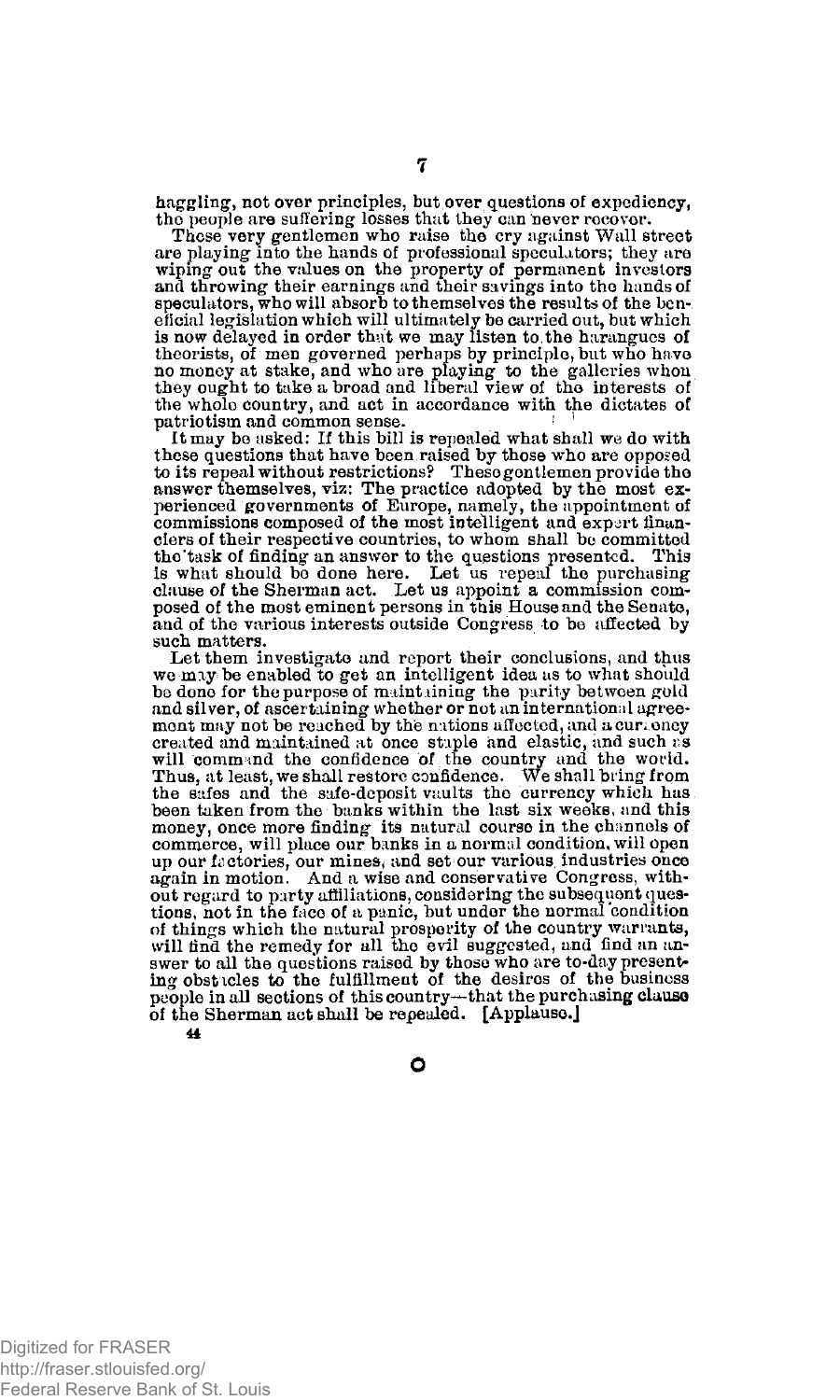haggling, not over principles, but over questions of expediency, the people are suffering losses that they can never recover.

These very gentlemen who raise the cry against Wall street are playing into the hands of professional speculators; they are wiping out the values on the property of permanent investors and throwing their earnings and their savings into the hands of speculators, who will absorb to themselves the results of the beneficial legislation which will ultimately be carried out, but which is now delayed in order that we may listen to the harangues of theorists, of men governed perhaps by principle, but who have no money at stake, and who are playing to the galleries when they ought to take a broad and liberal view of the interests of the whole country, and act in accordance with the dictates of patriotism and common sense.

It may be asked: If this bill is repealed what shall we do with these questions that have been raised by those who are opposed to its repeal without restrictions? These gentlemen provide the answer themselves, viz: The practice adopted by the most experienced governments of Europe, namely, the appointment of commissions composed of the most intelligent and expert financiers of their respective countries, to whom shall be committed the task of finding an answer to the questions presented. This is what should be done here. Let us repeal the purchasing clause of the Sherman act. Let us appoint a commission composed of the most eminent persons in this House and the Senate, and of the various interests outside Congress to be affected by such matters.

Let them investigate and report their conclusions, and thus we may be enabled to get an intelligent idea as to what should be done for the purpose of maintaining the parity between gold and silver, of ascertaining whether or not an international agreement may not be reached by the nations affected, and a currency created and maintained at once staple and elastic, and such as will command the confidence of the country and the world. Thus, at least, we shall restore confidence. We shall bring from the safes and the safe-deposit vaults the currency which has been taken from the banks within the last six weeks, and this money, once more finding its natural course in the channels of commerce, will place our banks in a normal condition, will open up our factories, our mines, and set our various industries once again in motion. And a wise and conservative Congress, without regard to party affiliations, considering the subsequent questions, not in the face of a panic, but under the normal condition of things which the natural prosperity of the country warrants, will find the remedy for all the evil suggested, and find an answer to all the questions raised by those who are to-day presenting obstacles to the fulfillment of the desires of the business people in all sections of this country—that the purchasing clause of the Sherman act shall be repealed. [Applause.]

44

O